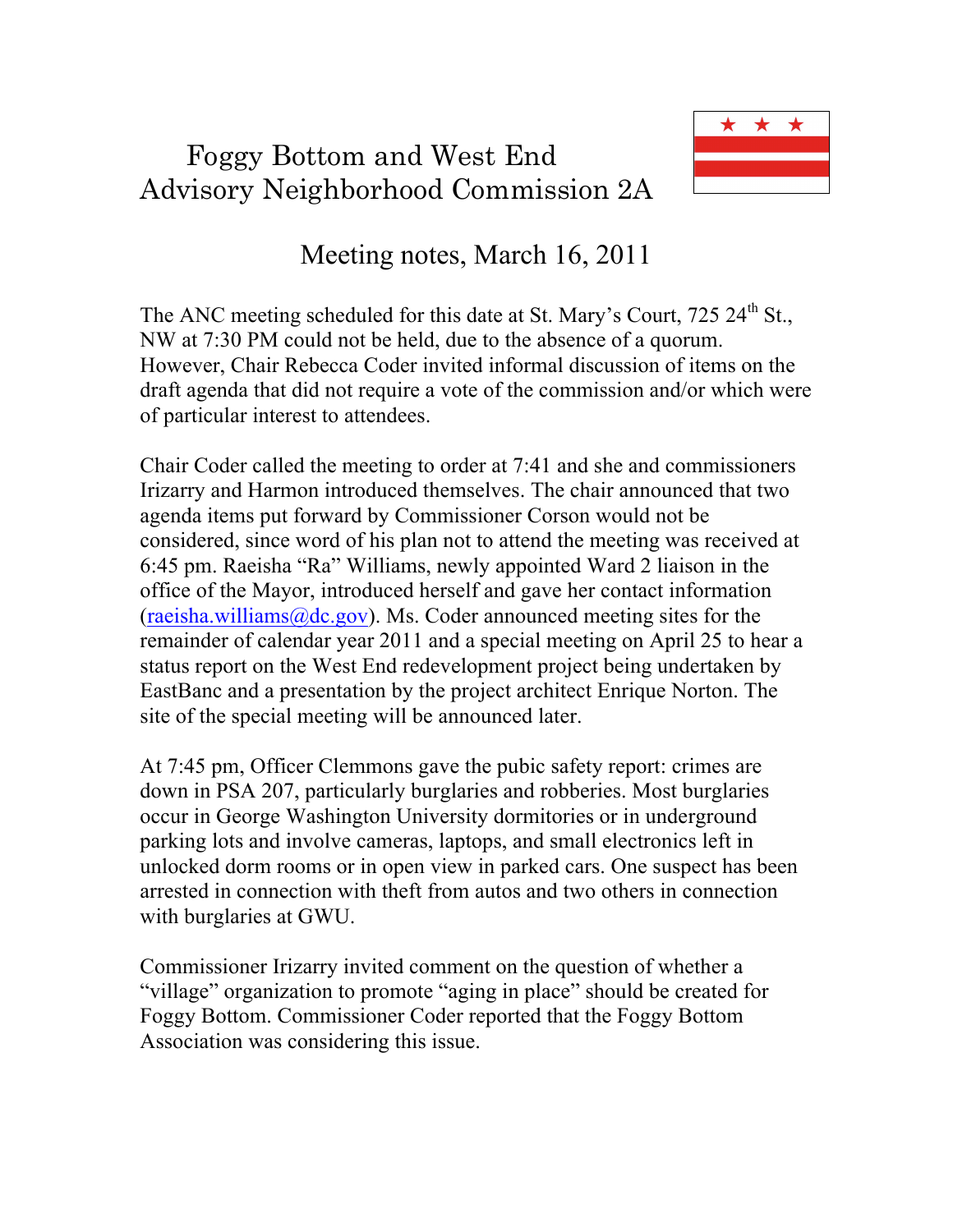# Foggy Bottom and West End Advisory Neighborhood Commission 2A

## Meeting notes, March 16, 2011

The ANC meeting scheduled for this date at St. Mary's Court, 725 24th St., NW at 7:30 PM could not be held, due to the absence of a quorum. However, Chair Rebecca Coder invited informal discussion of items on the draft agenda that did not require a vote of the commission and/or which were of particular interest to attendees.

Chair Coder called the meeting to order at 7:41 and she and commissioners Irizarry and Harmon introduced themselves. The chair announced that two agenda items put forward by Commissioner Corson would not be considered, since word of his plan not to attend the meeting was received at 6:45 pm. Raeisha "Ra" Williams, newly appointed Ward 2 liaison in the office of the Mayor, introduced herself and gave her contact information (raeisha.williams@dc.gov). Ms. Coder announced meeting sites for the remainder of calendar year 2011 and a special meeting on April 25 to hear a status report on the West End redevelopment project being undertaken by EastBanc and a presentation by the project architect Enrique Norton. The site of the special meeting will be announced later.

At 7:45 pm, Officer Clemmons gave the pubic safety report: crimes are down in PSA 207, particularly burglaries and robberies. Most burglaries occur in George Washington University dormitories or in underground parking lots and involve cameras, laptops, and small electronics left in unlocked dorm rooms or in open view in parked cars. One suspect has been arrested in connection with theft from autos and two others in connection with burglaries at GWU.

Commissioner Irizarry invited comment on the question of whether a "village" organization to promote "aging in place" should be created for Foggy Bottom. Commissioner Coder reported that the Foggy Bottom Association was considering this issue.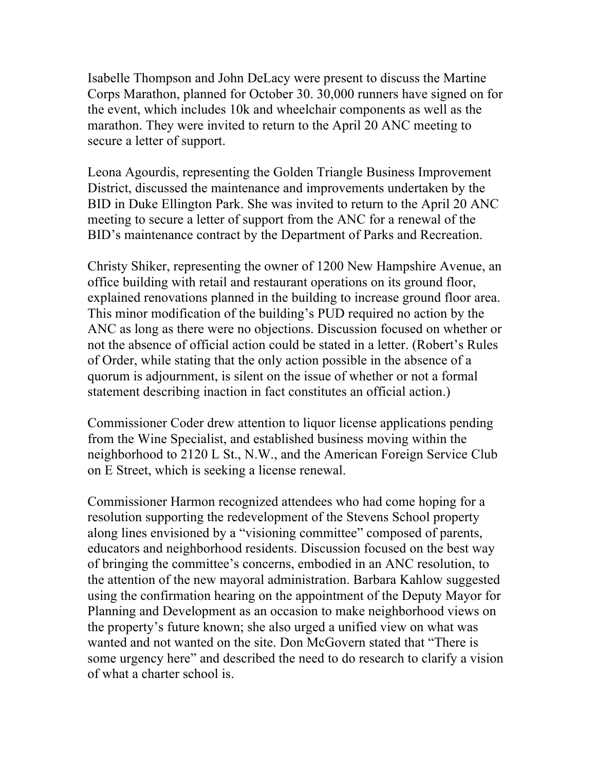Isabelle Thompson and John DeLacy were present to discuss the Martine Corps Marathon, planned for October 30. 30,000 runners have signed on for the event, which includes 10k and wheelchair components as well as the marathon. They were invited to return to the April 20 ANC meeting to secure a letter of support.

Leona Agourdis, representing the Golden Triangle Business Improvement District, discussed the maintenance and improvements undertaken by the BID in Duke Ellington Park. She was invited to return to the April 20 ANC meeting to secure a letter of support from the ANC for a renewal of the BID's maintenance contract by the Department of Parks and Recreation.

Christy Shiker, representing the owner of 1200 New Hampshire Avenue, an office building with retail and restaurant operations on its ground floor, explained renovations planned in the building to increase ground floor area. This minor modification of the building's PUD required no action by the ANC as long as there were no objections. Discussion focused on whether or not the absence of official action could be stated in a letter. (Robert's Rules of Order, while stating that the only action possible in the absence of a quorum is adjournment, is silent on the issue of whether or not a formal statement describing inaction in fact constitutes an official action.)

Commissioner Coder drew attention to liquor license applications pending from the Wine Specialist, and established business moving within the neighborhood to 2120 L St., N.W., and the American Foreign Service Club on E Street, which is seeking a license renewal.

Commissioner Harmon recognized attendees who had come hoping for a resolution supporting the redevelopment of the Stevens School property along lines envisioned by a "visioning committee" composed of parents, educators and neighborhood residents. Discussion focused on the best way of bringing the committee's concerns, embodied in an ANC resolution, to the attention of the new mayoral administration. Barbara Kahlow suggested using the confirmation hearing on the appointment of the Deputy Mayor for Planning and Development as an occasion to make neighborhood views on the property's future known; she also urged a unified view on what was wanted and not wanted on the site. Don McGovern stated that "There is some urgency here" and described the need to do research to clarify a vision of what a charter school is.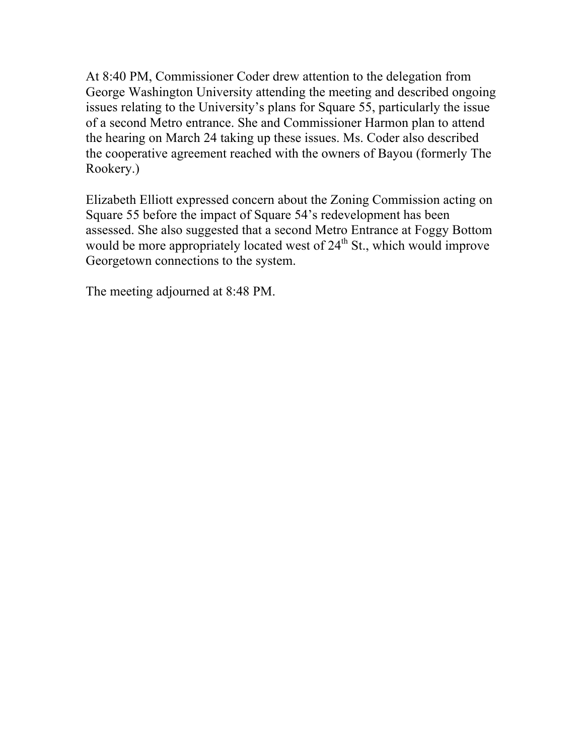At 8:40 PM, Commissioner Coder drew attention to the delegation from George Washington University attending the meeting and described ongoing issues relating to the University's plans for Square 55, particularly the issue of a second Metro entrance. She and Commissioner Harmon plan to attend the hearing on March 24 taking up these issues. Ms. Coder also described the cooperative agreement reached with the owners of Bayou (formerly The Rookery.)

Elizabeth Elliott expressed concern about the Zoning Commission acting on Square 55 before the impact of Square 54's redevelopment has been assessed. She also suggested that a second Metro Entrance at Foggy Bottom would be more appropriately located west of 24th St., which would improve Georgetown connections to the system.

The meeting adjourned at 8:48 PM.